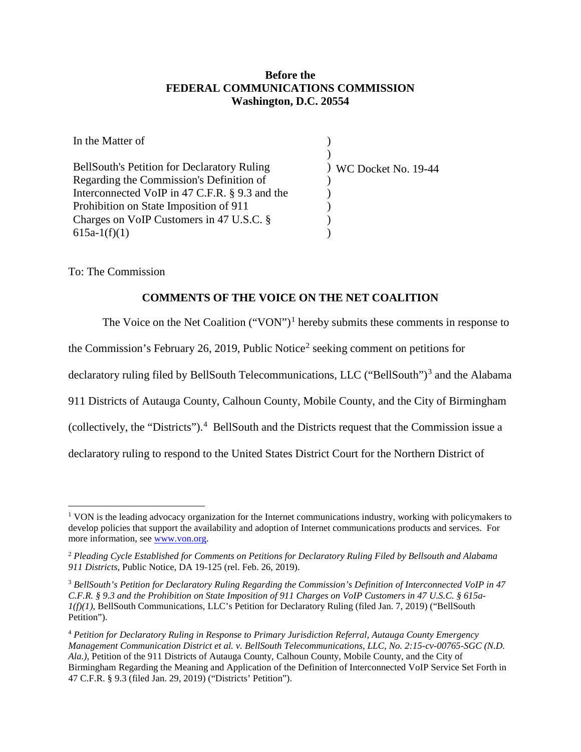**Before the**
**FEDERAL COMMUNICATIONS COMMISSION**
**Washington, D.C. 20554**

| In the Matter of | ) | |
|---|---|---|
| | ) | |
| BellSouth's Petition for Declaratory Ruling Regarding the Commission's Definition of Interconnected VoIP in 47 C.F.R. § 9.3 and the Prohibition on State Imposition of 911 Charges on VoIP Customers in 47 U.S.C. § 615a-1(f)(1) | ) | WC Docket No. 19-44 |

To: The Commission

## COMMENTS OF THE VOICE ON THE NET COALITION

The Voice on the Net Coalition ("VON")[1] hereby submits these comments in response to the Commission's February 26, 2019, Public Notice[2] seeking comment on petitions for declaratory ruling filed by BellSouth Telecommunications, LLC ("BellSouth")[3] and the Alabama 911 Districts of Autauga County, Calhoun County, Mobile County, and the City of Birmingham (collectively, the "Districts").[4] BellSouth and the Districts request that the Commission issue a declaratory ruling to respond to the United States District Court for the Northern District of

---

[1] VON is the leading advocacy organization for the Internet communications industry, working with policymakers to develop policies that support the availability and adoption of Internet communications products and services. For more information, see www.von.org.

[2] *Pleading Cycle Established for Comments on Petitions for Declaratory Ruling Filed by Bellsouth and Alabama 911 Districts*, Public Notice, DA 19-125 (rel. Feb. 26, 2019).

[3] *BellSouth's Petition for Declaratory Ruling Regarding the Commission's Definition of Interconnected VoIP in 47 C.F.R. § 9.3 and the Prohibition on State Imposition of 911 Charges on VoIP Customers in 47 U.S.C. § 615a-1(f)(1)*, BellSouth Communications, LLC's Petition for Declaratory Ruling (filed Jan. 7, 2019) ("BellSouth Petition").

[4] *Petition for Declaratory Ruling in Response to Primary Jurisdiction Referral, Autauga County Emergency Management Communication District et al. v. BellSouth Telecommunications, LLC, No. 2:15-cv-00765-SGC (N.D. Ala.)*, Petition of the 911 Districts of Autauga County, Calhoun County, Mobile County, and the City of Birmingham Regarding the Meaning and Application of the Definition of Interconnected VoIP Service Set Forth in 47 C.F.R. § 9.3 (filed Jan. 29, 2019) ("Districts' Petition").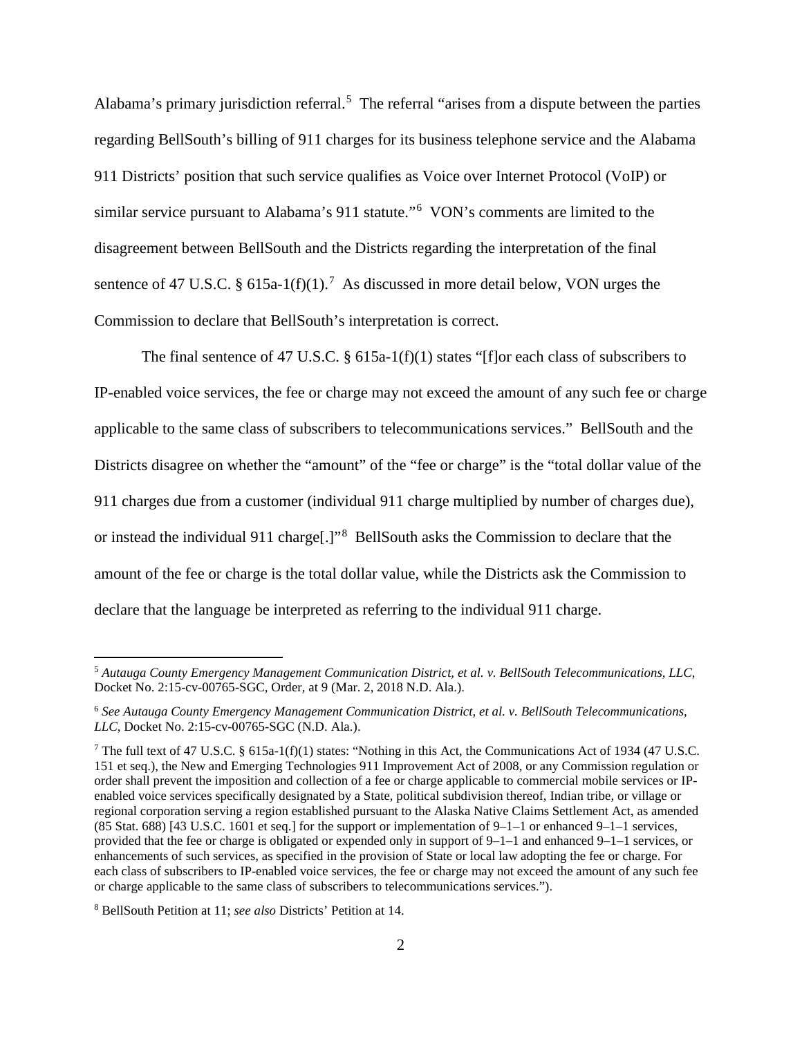Alabama's primary jurisdiction referral.[5] The referral "arises from a dispute between the parties regarding BellSouth's billing of 911 charges for its business telephone service and the Alabama 911 Districts' position that such service qualifies as Voice over Internet Protocol (VoIP) or similar service pursuant to Alabama's 911 statute."[6] VON's comments are limited to the disagreement between BellSouth and the Districts regarding the interpretation of the final sentence of 47 U.S.C. § 615a-1(f)(1).[7] As discussed in more detail below, VON urges the Commission to declare that BellSouth's interpretation is correct.

The final sentence of 47 U.S.C. § 615a-1(f)(1) states "[f]or each class of subscribers to IP-enabled voice services, the fee or charge may not exceed the amount of any such fee or charge applicable to the same class of subscribers to telecommunications services." BellSouth and the Districts disagree on whether the "amount" of the "fee or charge" is the "total dollar value of the 911 charges due from a customer (individual 911 charge multiplied by number of charges due), or instead the individual 911 charge[.]"[8] BellSouth asks the Commission to declare that the amount of the fee or charge is the total dollar value, while the Districts ask the Commission to declare that the language be interpreted as referring to the individual 911 charge.

---

[5] *Autauga County Emergency Management Communication District, et al. v. BellSouth Telecommunications, LLC*, Docket No. 2:15-cv-00765-SGC, Order, at 9 (Mar. 2, 2018 N.D. Ala.).

[6] *See Autauga County Emergency Management Communication District, et al. v. BellSouth Telecommunications, LLC*, Docket No. 2:15-cv-00765-SGC (N.D. Ala.).

[7] The full text of 47 U.S.C. § 615a-1(f)(1) states: "Nothing in this Act, the Communications Act of 1934 (47 U.S.C. 151 et seq.), the New and Emerging Technologies 911 Improvement Act of 2008, or any Commission regulation or order shall prevent the imposition and collection of a fee or charge applicable to commercial mobile services or IP-enabled voice services specifically designated by a State, political subdivision thereof, Indian tribe, or village or regional corporation serving a region established pursuant to the Alaska Native Claims Settlement Act, as amended (85 Stat. 688) [43 U.S.C. 1601 et seq.] for the support or implementation of 9–1–1 or enhanced 9–1–1 services, provided that the fee or charge is obligated or expended only in support of 9–1–1 and enhanced 9–1–1 services, or enhancements of such services, as specified in the provision of State or local law adopting the fee or charge. For each class of subscribers to IP-enabled voice services, the fee or charge may not exceed the amount of any such fee or charge applicable to the same class of subscribers to telecommunications services.").

[8] BellSouth Petition at 11; *see also* Districts' Petition at 14.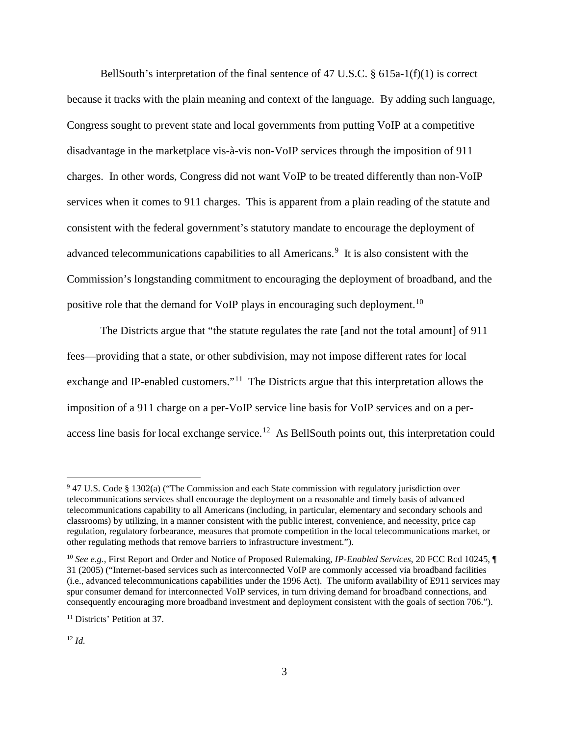BellSouth's interpretation of the final sentence of 47 U.S.C. § 615a-1(f)(1) is correct because it tracks with the plain meaning and context of the language. By adding such language, Congress sought to prevent state and local governments from putting VoIP at a competitive disadvantage in the marketplace vis-à-vis non-VoIP services through the imposition of 911 charges. In other words, Congress did not want VoIP to be treated differently than non-VoIP services when it comes to 911 charges. This is apparent from a plain reading of the statute and consistent with the federal government's statutory mandate to encourage the deployment of advanced telecommunications capabilities to all Americans.[9] It is also consistent with the Commission's longstanding commitment to encouraging the deployment of broadband, and the positive role that the demand for VoIP plays in encouraging such deployment.[10]

The Districts argue that "the statute regulates the rate [and not the total amount] of 911 fees—providing that a state, or other subdivision, may not impose different rates for local exchange and IP-enabled customers."[11] The Districts argue that this interpretation allows the imposition of a 911 charge on a per-VoIP service line basis for VoIP services and on a per-access line basis for local exchange service.[12] As BellSouth points out, this interpretation could

---

[9] 47 U.S. Code § 1302(a) ("The Commission and each State commission with regulatory jurisdiction over telecommunications services shall encourage the deployment on a reasonable and timely basis of advanced telecommunications capability to all Americans (including, in particular, elementary and secondary schools and classrooms) by utilizing, in a manner consistent with the public interest, convenience, and necessity, price cap regulation, regulatory forbearance, measures that promote competition in the local telecommunications market, or other regulating methods that remove barriers to infrastructure investment.").

[10] *See e.g.*, First Report and Order and Notice of Proposed Rulemaking, *IP-Enabled Services*, 20 FCC Rcd 10245, ¶ 31 (2005) ("Internet-based services such as interconnected VoIP are commonly accessed via broadband facilities (i.e., advanced telecommunications capabilities under the 1996 Act). The uniform availability of E911 services may spur consumer demand for interconnected VoIP services, in turn driving demand for broadband connections, and consequently encouraging more broadband investment and deployment consistent with the goals of section 706.").

[11] Districts' Petition at 37.

[12] *Id.*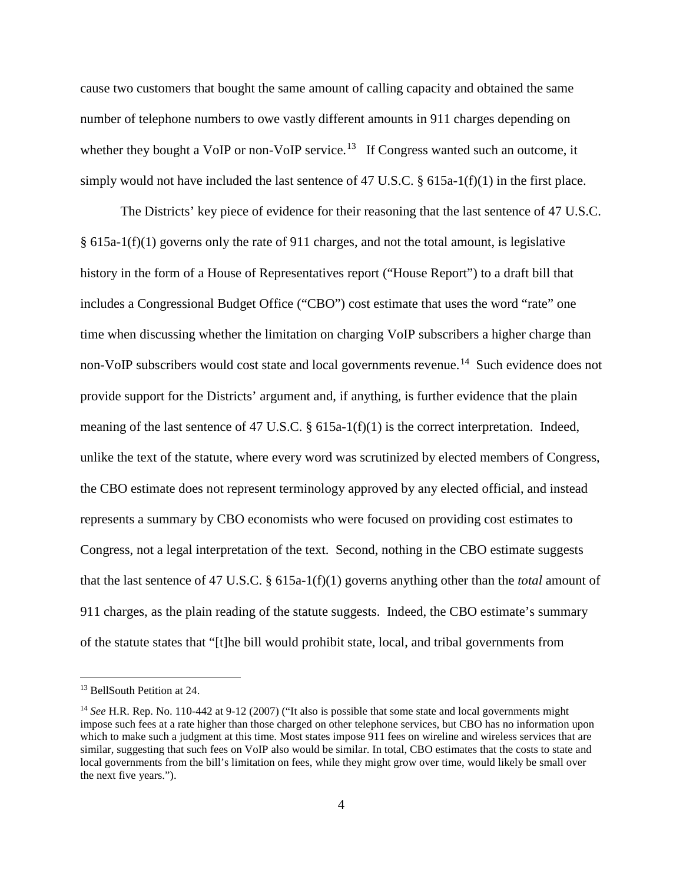cause two customers that bought the same amount of calling capacity and obtained the same number of telephone numbers to owe vastly different amounts in 911 charges depending on whether they bought a VoIP or non-VoIP service.[13] If Congress wanted such an outcome, it simply would not have included the last sentence of 47 U.S.C. § 615a-1(f)(1) in the first place.

The Districts' key piece of evidence for their reasoning that the last sentence of 47 U.S.C. § 615a-1(f)(1) governs only the rate of 911 charges, and not the total amount, is legislative history in the form of a House of Representatives report ("House Report") to a draft bill that includes a Congressional Budget Office ("CBO") cost estimate that uses the word "rate" one time when discussing whether the limitation on charging VoIP subscribers a higher charge than non-VoIP subscribers would cost state and local governments revenue.[14] Such evidence does not provide support for the Districts' argument and, if anything, is further evidence that the plain meaning of the last sentence of 47 U.S.C. § 615a-1(f)(1) is the correct interpretation. Indeed, unlike the text of the statute, where every word was scrutinized by elected members of Congress, the CBO estimate does not represent terminology approved by any elected official, and instead represents a summary by CBO economists who were focused on providing cost estimates to Congress, not a legal interpretation of the text. Second, nothing in the CBO estimate suggests that the last sentence of 47 U.S.C. § 615a-1(f)(1) governs anything other than the *total* amount of 911 charges, as the plain reading of the statute suggests. Indeed, the CBO estimate's summary of the statute states that "[t]he bill would prohibit state, local, and tribal governments from

---

[13] BellSouth Petition at 24.

[14] *See* H.R. Rep. No. 110-442 at 9-12 (2007) ("It also is possible that some state and local governments might impose such fees at a rate higher than those charged on other telephone services, but CBO has no information upon which to make such a judgment at this time. Most states impose 911 fees on wireline and wireless services that are similar, suggesting that such fees on VoIP also would be similar. In total, CBO estimates that the costs to state and local governments from the bill's limitation on fees, while they might grow over time, would likely be small over the next five years.").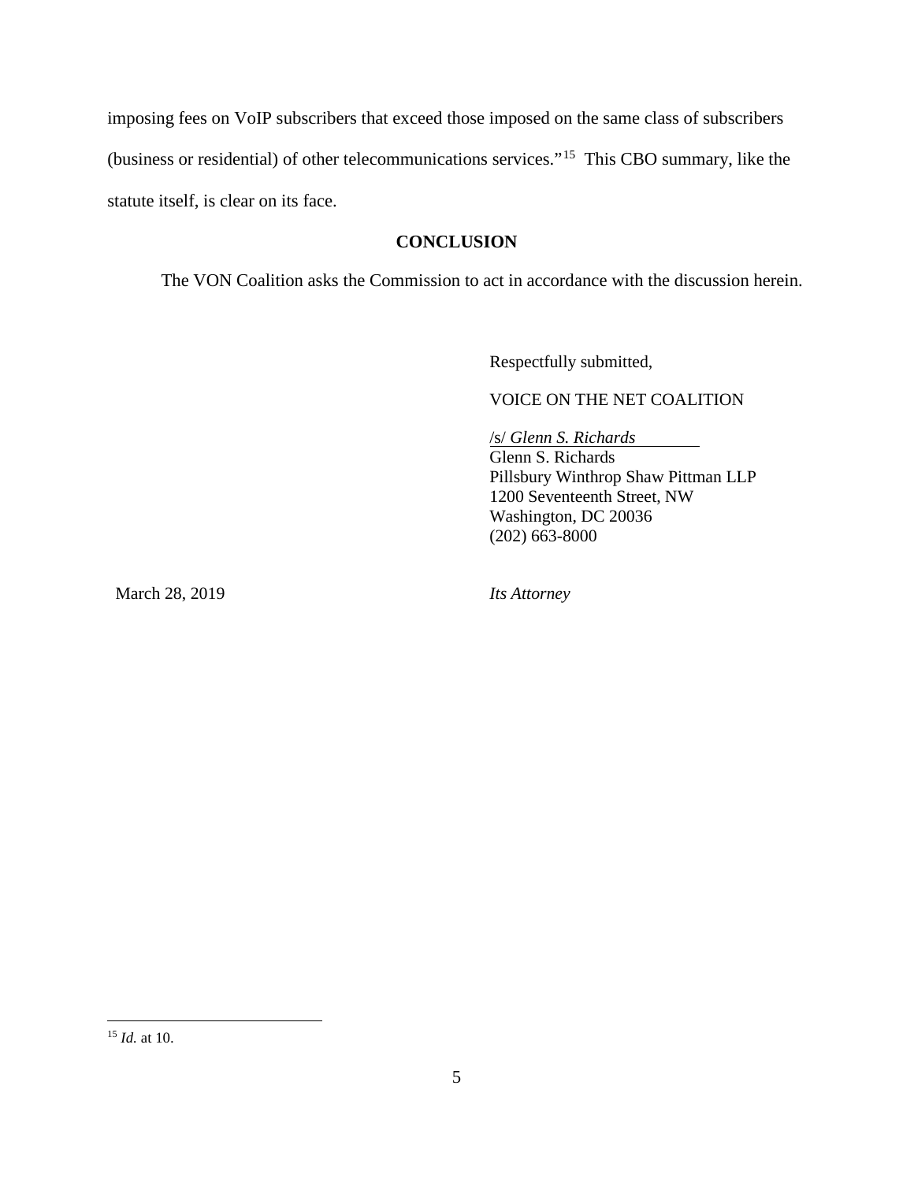imposing fees on VoIP subscribers that exceed those imposed on the same class of subscribers (business or residential) of other telecommunications services."[15] This CBO summary, like the statute itself, is clear on its face.

## CONCLUSION

The VON Coalition asks the Commission to act in accordance with the discussion herein.

Respectfully submitted,

VOICE ON THE NET COALITION

/s/ *Glenn S. Richards*
Glenn S. Richards
Pillsbury Winthrop Shaw Pittman LLP
1200 Seventeenth Street, NW
Washington, DC 20036
(202) 663-8000

March 28, 2019

*Its Attorney*

---

[15] *Id.* at 10.